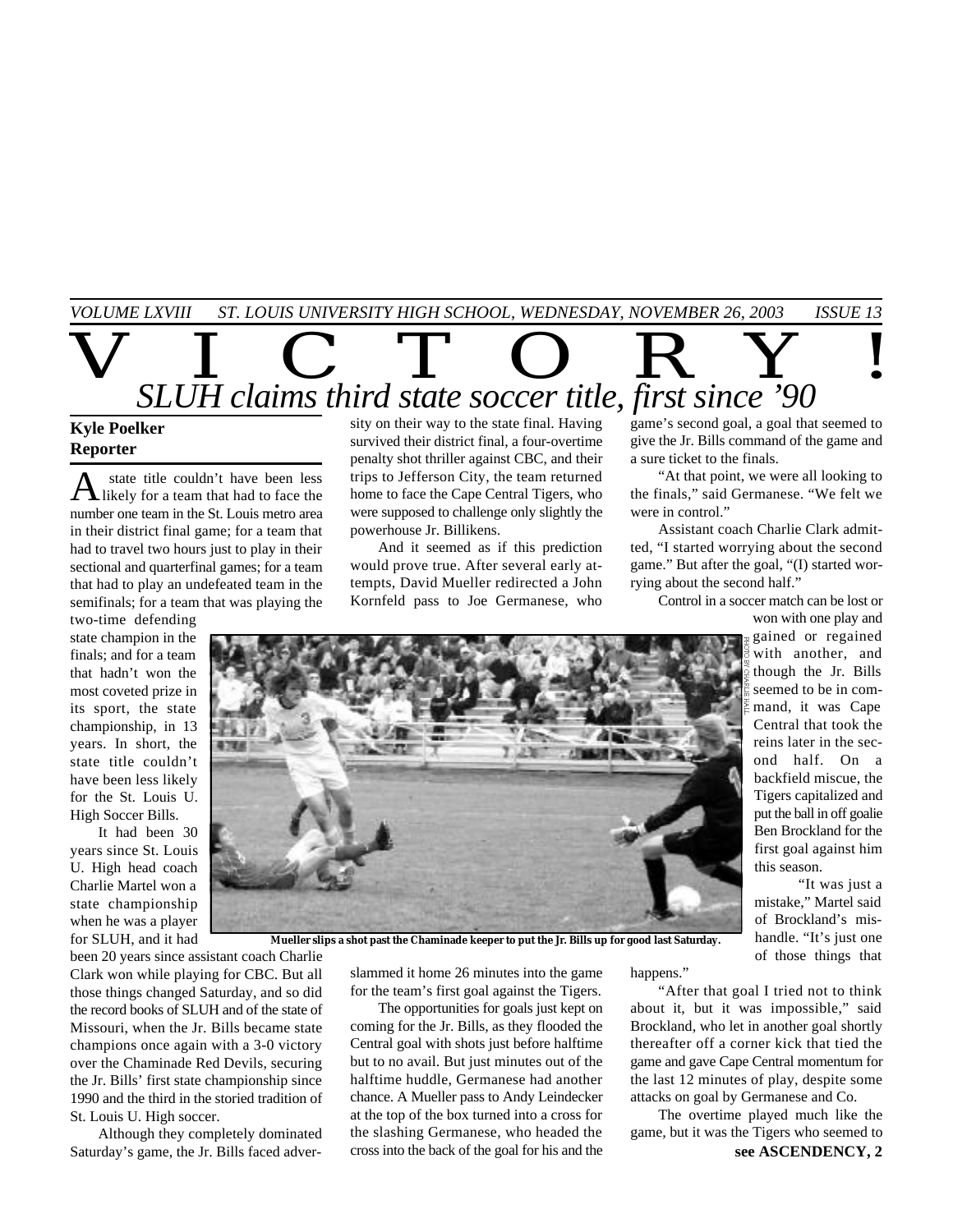# VICTORY!

## *SLUH claims third state soccer title, first since '90*

**Kyle Poelker**
**Reporter**

A state title couldn't have been less likely for a team that had to face the number one team in the St. Louis metro area in their district final game; for a team that had to travel two hours just to play in their sectional and quarterfinal games; for a team that had to play an undefeated team in the semifinals; for a team that was playing the two-time defending state champion in the finals; and for a team that hadn't won the most coveted prize in its sport, the state championship, in 13 years. In short, the state title couldn't have been less likely for the St. Louis U. High Soccer Bills.

It had been 30 years since St. Louis U. High head coach Charlie Martel won a state championship when he was a player for SLUH, and it had been 20 years since assistant coach Charlie Clark won while playing for CBC. But all those things changed Saturday, and so did the record books of SLUH and of the state of Missouri, when the Jr. Bills became state champions once again with a 3-0 victory over the Chaminade Red Devils, securing the Jr. Bills' first state championship since 1990 and the third in the storied tradition of St. Louis U. High soccer.

Although they completely dominated Saturday's game, the Jr. Bills faced adversity on their way to the state final. Having survived their district final, a four-overtime penalty shot thriller against CBC, and their trips to Jefferson City, the team returned home to face the Cape Central Tigers, who were supposed to challenge only slightly the powerhouse Jr. Billikens.

And it seemed as if this prediction would prove true. After several early attempts, David Mueller redirected a John Kornfeld pass to Joe Germanese, who slammed it home 26 minutes into the game for the team's first goal against the Tigers.

The opportunities for goals just kept on coming for the Jr. Bills, as they flooded the Central goal with shots just before halftime but to no avail. But just minutes out of the halftime huddle, Germanese had another chance. A Mueller pass to Andy Leindecker at the top of the box turned into a cross for the slashing Germanese, who headed the cross into the back of the goal for his and the game's second goal, a goal that seemed to give the Jr. Bills command of the game and a sure ticket to the finals.

"At that point, we were all looking to the finals," said Germanese. "We felt we were in control."

Assistant coach Charlie Clark admitted, "I started worrying about the second game." But after the goal, "(I) started worrying about the second half."

Control in a soccer match can be lost or won with one play and gained or regained with another, and though the Jr. Bills seemed to be in command, it was Cape Central that took the reins later in the second half. On a backfield miscue, the Tigers capitalized and put the ball in off goalie Ben Brockland for the first goal against him this season.

PHOTO BY CHARLIE HALL

**Mueller slips a shot past the Chaminade keeper to put the Jr. Bills up for good last Saturday.**

"It was just a mistake," Martel said of Brockland's mishandle. "It's just one of those things that happens."

"After that goal I tried not to think about it, but it was impossible," said Brockland, who let in another goal shortly thereafter off a corner kick that tied the game and gave Cape Central momentum for the last 12 minutes of play, despite some attacks on goal by Germanese and Co.

The overtime played much like the game, but it was the Tigers who seemed to

**see ASCENDENCY, 2**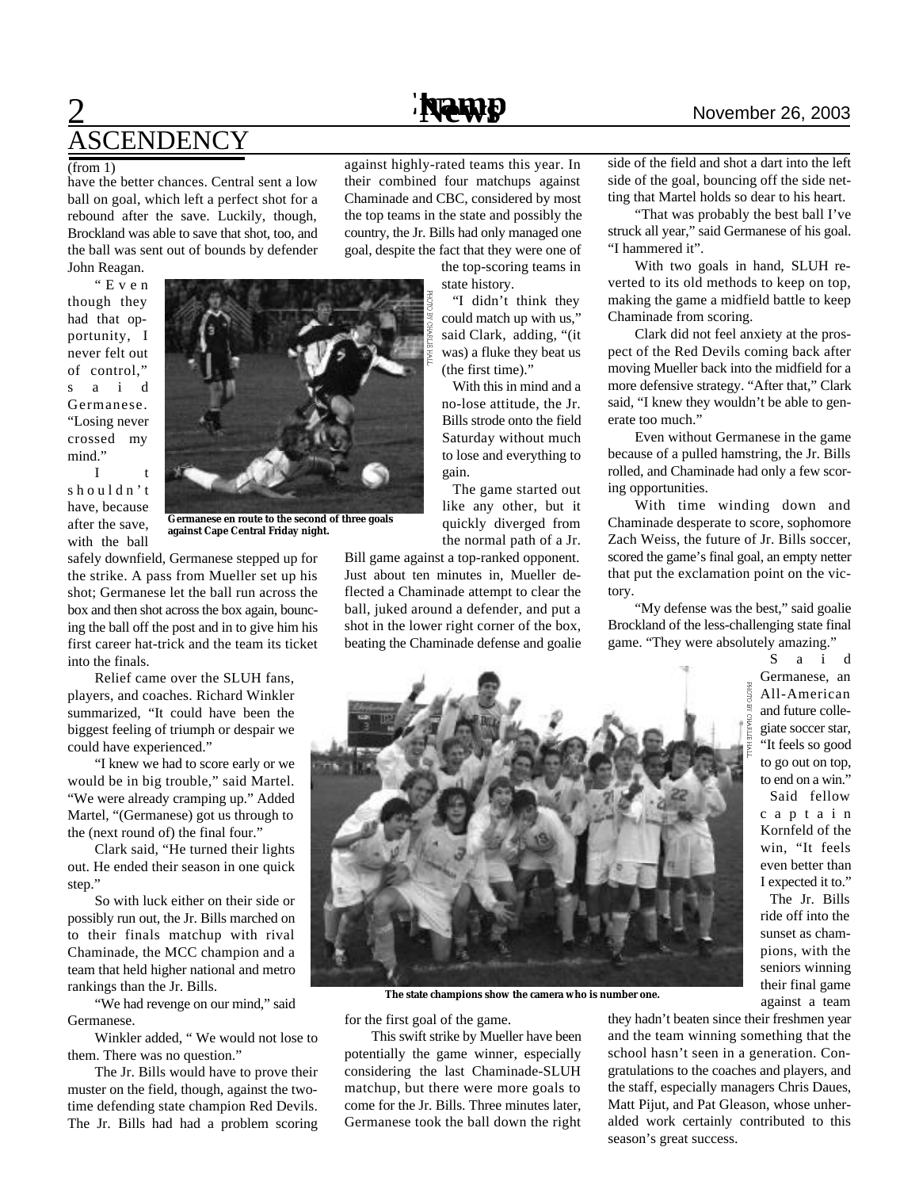## ASCENDENCY

(from 1)

have the better chances. Central sent a low ball on goal, which left a perfect shot for a rebound after the save. Luckily, though, Brockland was able to save that shot, too, and the ball was sent out of bounds by defender John Reagan.

"Even though they had that opportunity, I never felt out of control," said Germanese. "Losing never crossed my mind."

It shouldn't have, because after the save, with the ball safely downfield, Germanese stepped up for the strike. A pass from Mueller set up his shot; Germanese let the ball run across the box and then shot across the box again, bouncing the ball off the post and in to give him his first career hat-trick and the team its ticket into the finals.

Germanese en route to the second of three goals against Cape Central Friday night.

Relief came over the SLUH fans, players, and coaches. Richard Winkler summarized, "It could have been the biggest feeling of triumph or despair we could have experienced."

"I knew we had to score early or we would be in big trouble," said Martel. "We were already cramping up." Added Martel, "(Germanese) got us through to the (next round of) the final four."

Clark said, "He turned their lights out. He ended their season in one quick step."

So with luck either on their side or possibly run out, the Jr. Bills marched on to their finals matchup with rival Chaminade, the MCC champion and a team that held higher national and metro rankings than the Jr. Bills.

"We had revenge on our mind," said Germanese.

Winkler added, " We would not lose to them. There was no question."

The Jr. Bills would have to prove their muster on the field, though, against the two-time defending state champion Red Devils. The Jr. Bills had had a problem scoring against highly-rated teams this year. In their combined four matchups against Chaminade and CBC, considered by most the top teams in the state and possibly the country, the Jr. Bills had only managed one goal, despite the fact that they were one of the top-scoring teams in state history.

"I didn't think they could match up with us," said Clark, adding, "(it was) a fluke they beat us (the first time)."

With this in mind and a no-lose attitude, the Jr. Bills strode onto the field Saturday without much to lose and everything to gain.

The game started out like any other, but it quickly diverged from the normal path of a Jr. Bill game against a top-ranked opponent. Just about ten minutes in, Mueller deflected a Chaminade attempt to clear the ball, juked around a defender, and put a shot in the lower right corner of the box, beating the Chaminade defense and goalie for the first goal of the game.

This swift strike by Mueller have been potentially the game winner, especially considering the last Chaminade-SLUH matchup, but there were more goals to come for the Jr. Bills. Three minutes later, Germanese took the ball down the right side of the field and shot a dart into the left side of the goal, bouncing off the side netting that Martel holds so dear to his heart.

"That was probably the best ball I've struck all year," said Germanese of his goal. "I hammered it".

With two goals in hand, SLUH reverted to its old methods to keep on top, making the game a midfield battle to keep Chaminade from scoring.

Clark did not feel anxiety at the prospect of the Red Devils coming back after moving Mueller back into the midfield for a more defensive strategy. "After that," Clark said, "I knew they wouldn't be able to generate too much."

Even without Germanese in the game because of a pulled hamstring, the Jr. Bills rolled, and Chaminade had only a few scoring opportunities.

With time winding down and Chaminade desperate to score, sophomore Zach Weiss, the future of Jr. Bills soccer, scored the game's final goal, an empty netter that put the exclamation point on the victory.

"My defense was the best," said goalie Brockland of the less-challenging state final game. "They were absolutely amazing."

Said Germanese, an All-American and future collegiate soccer star, "It feels so good to go out on top, to end on a win."

Said fellow captain Kornfeld of the win, "It feels even better than I expected it to."

The Jr. Bills ride off into the sunset as champions, with the seniors winning their final game against a team they hadn't beaten since their freshmen year and the team winning something that the school hasn't seen in a generation. Congratulations to the coaches and players, and the staff, especially managers Chris Daues, Matt Pijut, and Pat Gleason, whose unheralded work certainly contributed to this season's great success.

The state champions show the camera who is number one.